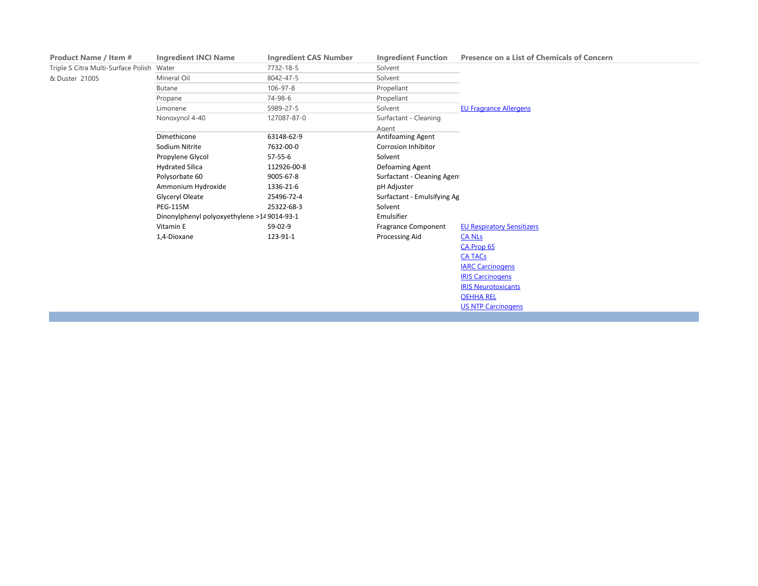| Product Name / Item # | Ingredient INCI Name | Ingredient CAS Number | Ingredient Function | Presence on a List of Chemicals of Concern |
| --- | --- | --- | --- | --- |
| Triple S Citra Multi-Surface Polish & Duster 21005 | Water | 7732-18-5 | Solvent | |
| | Mineral Oil | 8042-47-5 | Solvent | |
| | Butane | 106-97-8 | Propellant | |
| | Propane | 74-98-6 | Propellant | |
| | Limonene | 5989-27-5 | Solvent | EU Fragrance Allergens |
| | Nonoxynol 4-40 | 127087-87-0 | Surfactant - Cleaning Agent | |
| | Dimethicone | 63148-62-9 | Antifoaming Agent | |
| | Sodium Nitrite | 7632-00-0 | Corrosion Inhibitor | |
| | Propylene Glycol | 57-55-6 | Solvent | |
| | Hydrated Silica | 112926-00-8 | Defoaming Agent | |
| | Polysorbate 60 | 9005-67-8 | Surfactant - Cleaning Agent | |
| | Ammonium Hydroxide | 1336-21-6 | pH Adjuster | |
| | Glyceryl Oleate | 25496-72-4 | Surfactant - Emulsifying Ag | |
| | PEG-115M | 25322-68-3 | Solvent | |
| | Dinonylphenyl polyoxyethylene >14 | 9014-93-1 | Emulsifier | |
| | Vitamin E | 59-02-9 | Fragrance Component | EU Respiratory Sensitizers |
| | 1,4-Dioxane | 123-91-1 | Processing Aid | CA NLs<br>CA Prop 65<br>CA TACs<br>IARC Carcinogens<br>IRIS Carcinogens<br>IRIS Neurotoxicants<br>OEHHA REL<br>US NTP Carcinogens |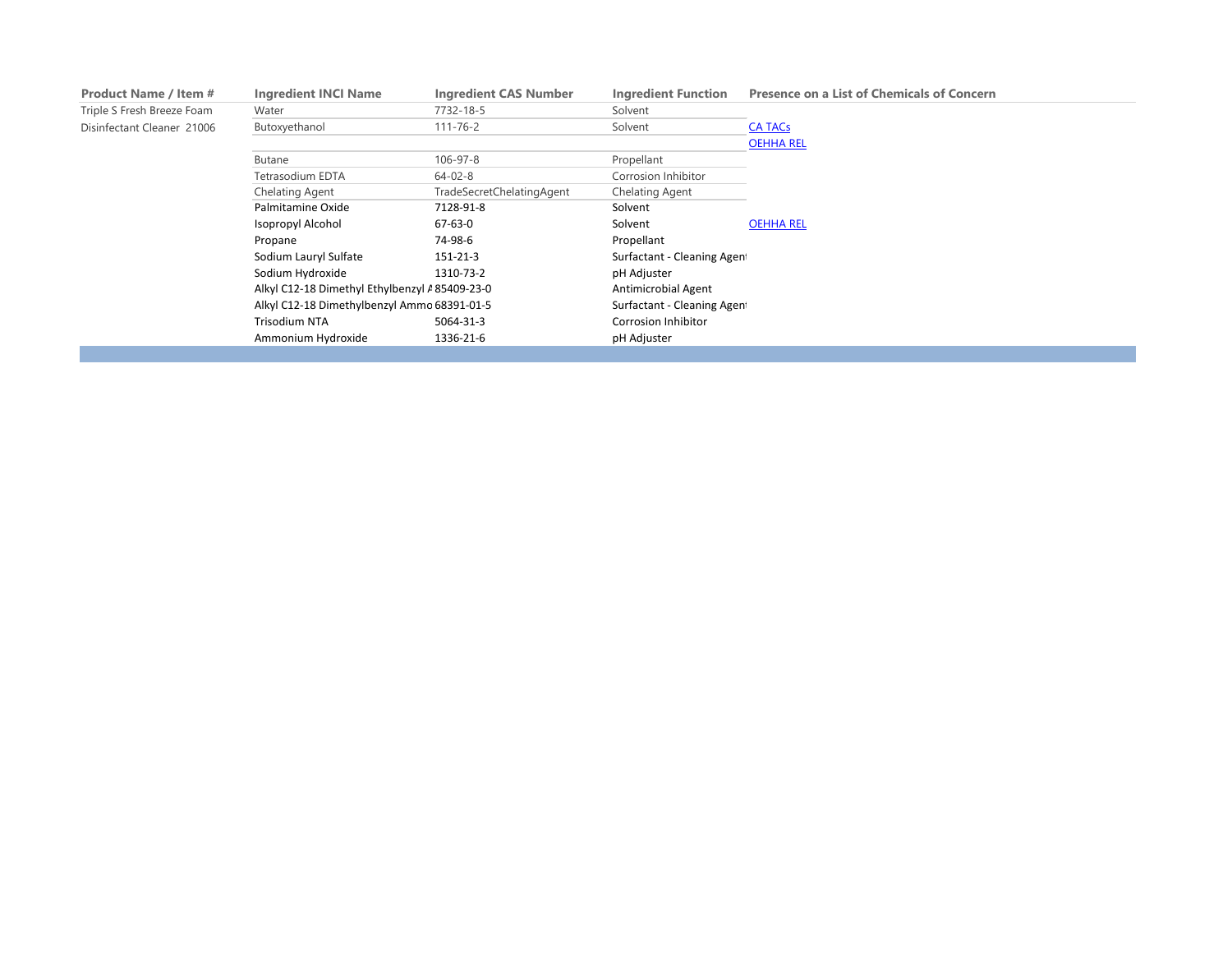| Product Name / Item # | Ingredient INCI Name | Ingredient CAS Number | Ingredient Function | Presence on a List of Chemicals of Concern |
|---|---|---|---|---|
| Triple S Fresh Breeze Foam | Water | 7732-18-5 | Solvent | |
| Disinfectant Cleaner 21006 | Butoxyethanol | 111-76-2 | Solvent | CA TACs |
| | | | | OEHHA REL |
| | Butane | 106-97-8 | Propellant | |
| | Tetrasodium EDTA | 64-02-8 | Corrosion Inhibitor | |
| | Chelating Agent | TradeSecretChelatingAgent | Chelating Agent | |
| | Palmitamine Oxide | 7128-91-8 | Solvent | |
| | Isopropyl Alcohol | 67-63-0 | Solvent | OEHHA REL |
| | Propane | 74-98-6 | Propellant | |
| | Sodium Lauryl Sulfate | 151-21-3 | Surfactant - Cleaning Agent | |
| | Sodium Hydroxide | 1310-73-2 | pH Adjuster | |
| | Alkyl C12-18 Dimethyl Ethylbenzyl A | 85409-23-0 | Antimicrobial Agent | |
| | Alkyl C12-18 Dimethylbenzyl Ammo | 68391-01-5 | Surfactant - Cleaning Agent | |
| | Trisodium NTA | 5064-31-3 | Corrosion Inhibitor | |
| | Ammonium Hydroxide | 1336-21-6 | pH Adjuster | |